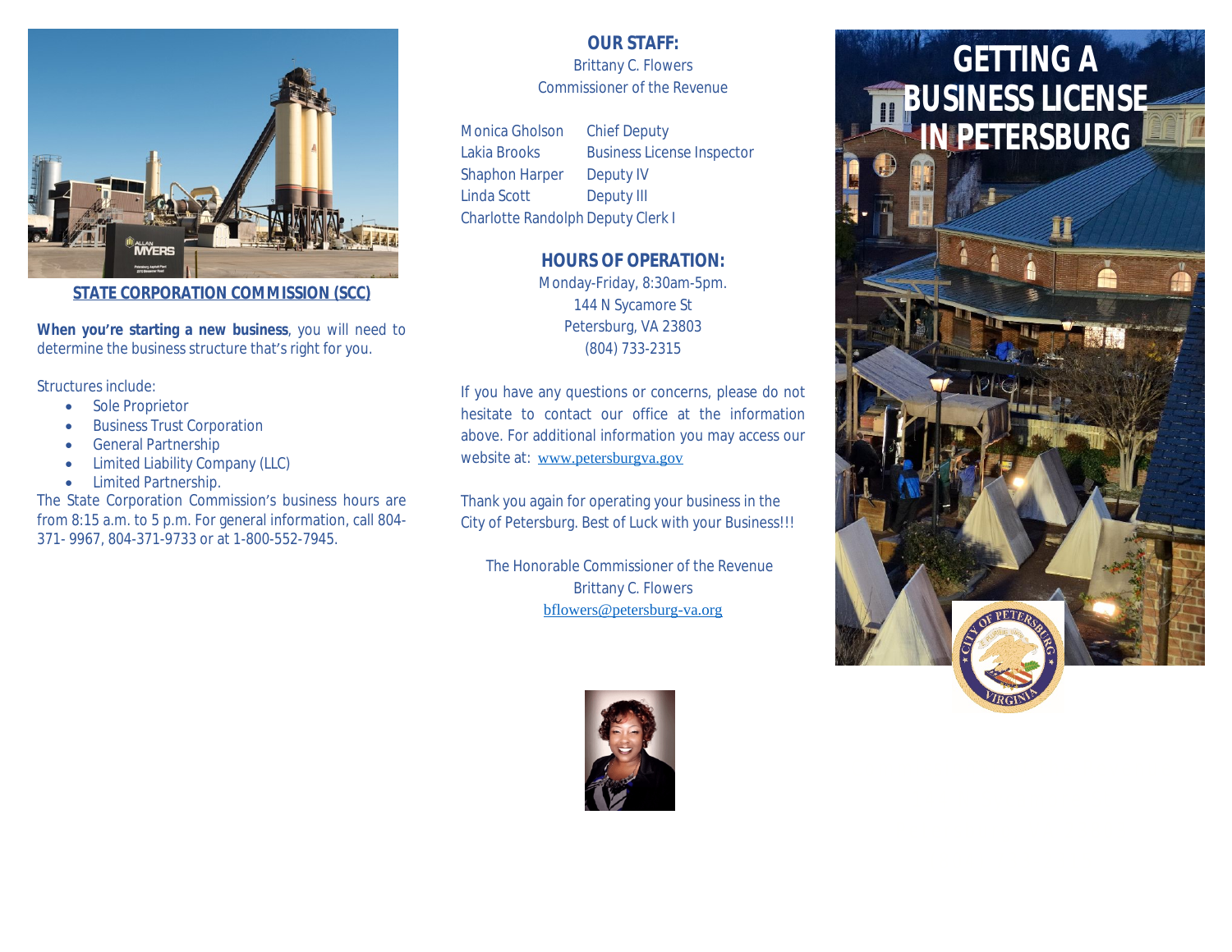## STATE CORPORATION COMMISSION (SCC)

**When you're starting a new business**, you will need to determine the business structure that's right for you.

Structures include:

- Sole Proprietor
- Business Trust Corporation
- General Partnership
- Limited Liability Company (LLC)
- Limited Partnership.

The State Corporation Commission's business hours are from 8:15 a.m. to 5 p.m. For general information, call 804-371- 9967, 804-371-9733 or at 1-800-552-7945.

## OUR STAFF:

Brittany C. Flowers
Commissioner of the Revenue

| | |
|---|---|
| Monica Gholson | Chief Deputy |
| Lakia Brooks | Business License Inspector |
| Shaphon Harper | Deputy IV |
| Linda Scott | Deputy III |
| Charlotte Randolph | Deputy Clerk I |

## HOURS OF OPERATION:

Monday-Friday, 8:30am-5pm.
144 N Sycamore St
Petersburg, VA 23803
(804) 733-2315

If you have any questions or concerns, please do not hesitate to contact our office at the information above. For additional information you may access our website at: www.petersburgva.gov

Thank you again for operating your business in the City of Petersburg. Best of Luck with your Business!!!

The Honorable Commissioner of the Revenue
Brittany C. Flowers
bflowers@petersburg-va.org

# GETTING A BUSINESS LICENSE IN PETERSBURG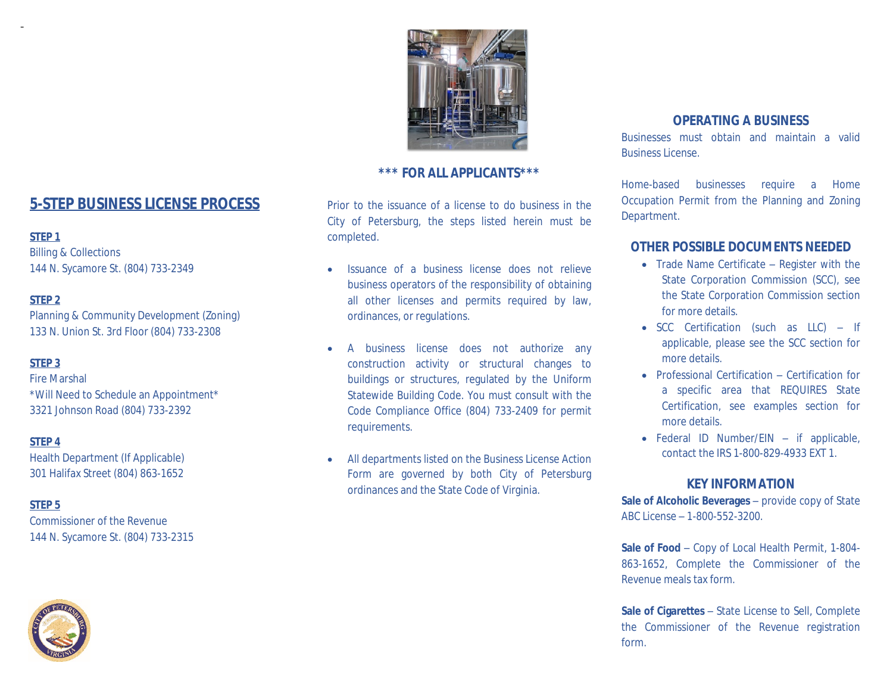## 5-STEP BUSINESS LICENSE PROCESS

**STEP 1**
Billing & Collections
144 N. Sycamore St. (804) 733-2349

**STEP 2**
Planning & Community Development (Zoning)
133 N. Union St. 3rd Floor (804) 733-2308

**STEP 3**
Fire Marshal
*Will Need to Schedule an Appointment*
3321 Johnson Road (804) 733-2392

**STEP 4**
Health Department (If Applicable)
301 Halifax Street (804) 863-1652

**STEP 5**
Commissioner of the Revenue
144 N. Sycamore St. (804) 733-2315

### *** FOR ALL APPLICANTS***

Prior to the issuance of a license to do business in the City of Petersburg, the steps listed herein must be completed.

- Issuance of a business license does not relieve business operators of the responsibility of obtaining all other licenses and permits required by law, ordinances, or regulations.
- A business license does not authorize any construction activity or structural changes to buildings or structures, regulated by the Uniform Statewide Building Code. You must consult with the Code Compliance Office (804) 733-2409 for permit requirements.
- All departments listed on the Business License Action Form are governed by both City of Petersburg ordinances and the State Code of Virginia.

### OPERATING A BUSINESS

Businesses must obtain and maintain a valid Business License.

Home-based businesses require a Home Occupation Permit from the Planning and Zoning Department.

### OTHER POSSIBLE DOCUMENTS NEEDED

- Trade Name Certificate – Register with the State Corporation Commission (SCC), see the State Corporation Commission section for more details.
- SCC Certification (such as LLC) – If applicable, please see the SCC section for more details.
- Professional Certification – Certification for a specific area that REQUIRES State Certification, see examples section for more details.
- Federal ID Number/EIN – if applicable, contact the IRS 1-800-829-4933 EXT 1.

### KEY INFORMATION

**Sale of Alcoholic Beverages** – provide copy of State ABC License – 1-800-552-3200.

**Sale of Food** – Copy of Local Health Permit, 1-804-863-1652, Complete the Commissioner of the Revenue meals tax form.

**Sale of Cigarettes** – State License to Sell, Complete the Commissioner of the Revenue registration form.